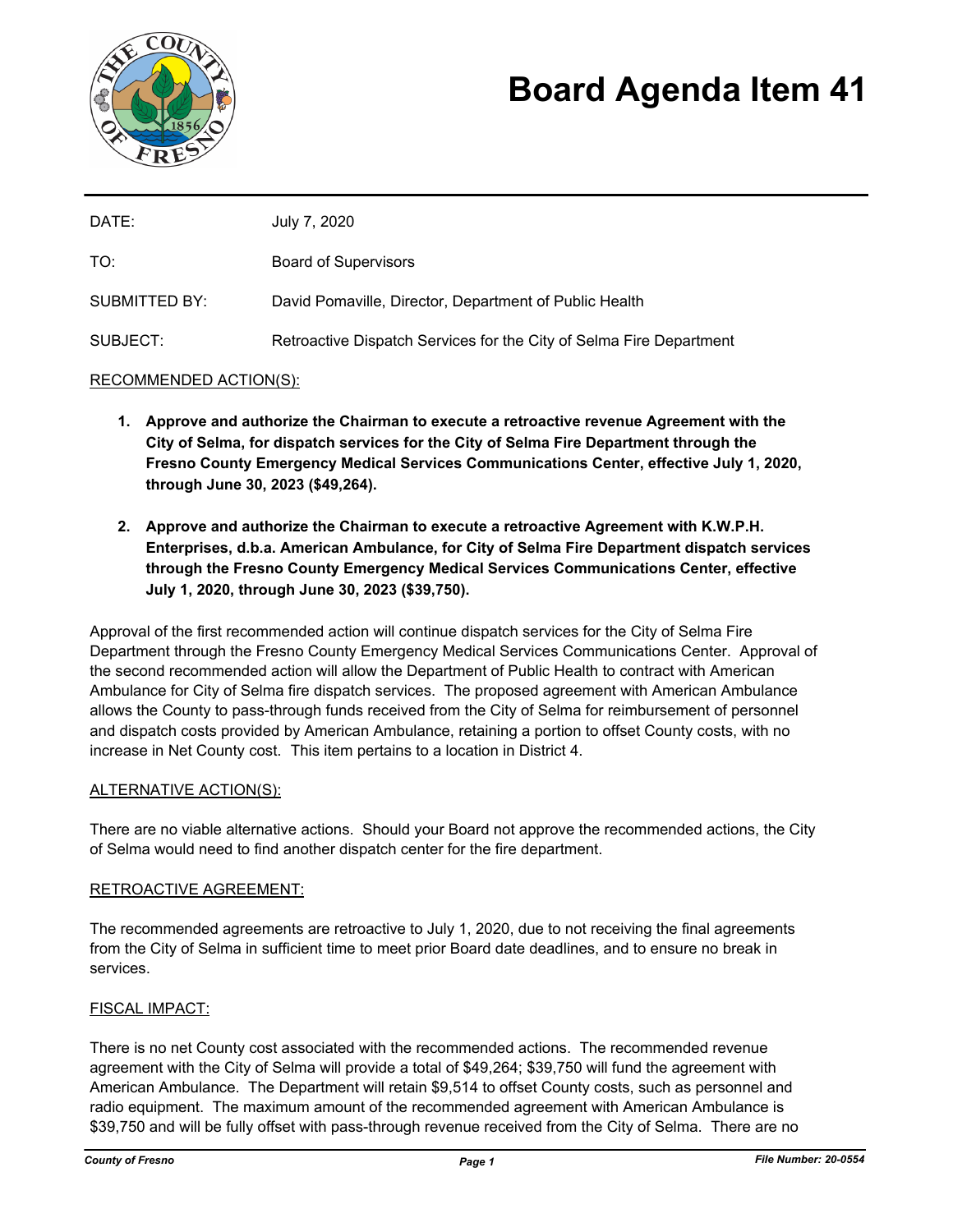# Board Agenda Item 41

| | |
|---|---|
| DATE: | July 7, 2020 |
| TO: | Board of Supervisors |
| SUBMITTED BY: | David Pomaville, Director, Department of Public Health |
| SUBJECT: | Retroactive Dispatch Services for the City of Selma Fire Department |

RECOMMENDED ACTION(S):

1. **Approve and authorize the Chairman to execute a retroactive revenue Agreement with the City of Selma, for dispatch services for the City of Selma Fire Department through the Fresno County Emergency Medical Services Communications Center, effective July 1, 2020, through June 30, 2023 ($49,264).**

2. **Approve and authorize the Chairman to execute a retroactive Agreement with K.W.P.H. Enterprises, d.b.a. American Ambulance, for City of Selma Fire Department dispatch services through the Fresno County Emergency Medical Services Communications Center, effective July 1, 2020, through June 30, 2023 ($39,750).**

Approval of the first recommended action will continue dispatch services for the City of Selma Fire Department through the Fresno County Emergency Medical Services Communications Center. Approval of the second recommended action will allow the Department of Public Health to contract with American Ambulance for City of Selma fire dispatch services. The proposed agreement with American Ambulance allows the County to pass-through funds received from the City of Selma for reimbursement of personnel and dispatch costs provided by American Ambulance, retaining a portion to offset County costs, with no increase in Net County cost. This item pertains to a location in District 4.

ALTERNATIVE ACTION(S):

There are no viable alternative actions. Should your Board not approve the recommended actions, the City of Selma would need to find another dispatch center for the fire department.

RETROACTIVE AGREEMENT:

The recommended agreements are retroactive to July 1, 2020, due to not receiving the final agreements from the City of Selma in sufficient time to meet prior Board date deadlines, and to ensure no break in services.

FISCAL IMPACT:

There is no net County cost associated with the recommended actions. The recommended revenue agreement with the City of Selma will provide a total of $49,264; $39,750 will fund the agreement with American Ambulance. The Department will retain $9,514 to offset County costs, such as personnel and radio equipment. The maximum amount of the recommended agreement with American Ambulance is $39,750 and will be fully offset with pass-through revenue received from the City of Selma. There are no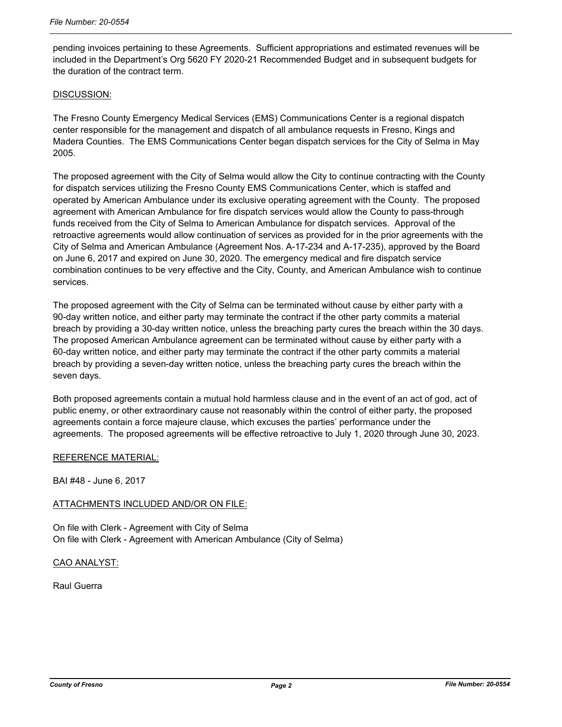pending invoices pertaining to these Agreements. Sufficient appropriations and estimated revenues will be included in the Department's Org 5620 FY 2020-21 Recommended Budget and in subsequent budgets for the duration of the contract term.

## DISCUSSION:

The Fresno County Emergency Medical Services (EMS) Communications Center is a regional dispatch center responsible for the management and dispatch of all ambulance requests in Fresno, Kings and Madera Counties. The EMS Communications Center began dispatch services for the City of Selma in May 2005.

The proposed agreement with the City of Selma would allow the City to continue contracting with the County for dispatch services utilizing the Fresno County EMS Communications Center, which is staffed and operated by American Ambulance under its exclusive operating agreement with the County. The proposed agreement with American Ambulance for fire dispatch services would allow the County to pass-through funds received from the City of Selma to American Ambulance for dispatch services. Approval of the retroactive agreements would allow continuation of services as provided for in the prior agreements with the City of Selma and American Ambulance (Agreement Nos. A-17-234 and A-17-235), approved by the Board on June 6, 2017 and expired on June 30, 2020. The emergency medical and fire dispatch service combination continues to be very effective and the City, County, and American Ambulance wish to continue services.

The proposed agreement with the City of Selma can be terminated without cause by either party with a 90-day written notice, and either party may terminate the contract if the other party commits a material breach by providing a 30-day written notice, unless the breaching party cures the breach within the 30 days. The proposed American Ambulance agreement can be terminated without cause by either party with a 60-day written notice, and either party may terminate the contract if the other party commits a material breach by providing a seven-day written notice, unless the breaching party cures the breach within the seven days.

Both proposed agreements contain a mutual hold harmless clause and in the event of an act of god, act of public enemy, or other extraordinary cause not reasonably within the control of either party, the proposed agreements contain a force majeure clause, which excuses the parties' performance under the agreements. The proposed agreements will be effective retroactive to July 1, 2020 through June 30, 2023.

## REFERENCE MATERIAL:

BAI #48 - June 6, 2017

## ATTACHMENTS INCLUDED AND/OR ON FILE:

On file with Clerk - Agreement with City of Selma
On file with Clerk - Agreement with American Ambulance (City of Selma)

## CAO ANALYST:

Raul Guerra